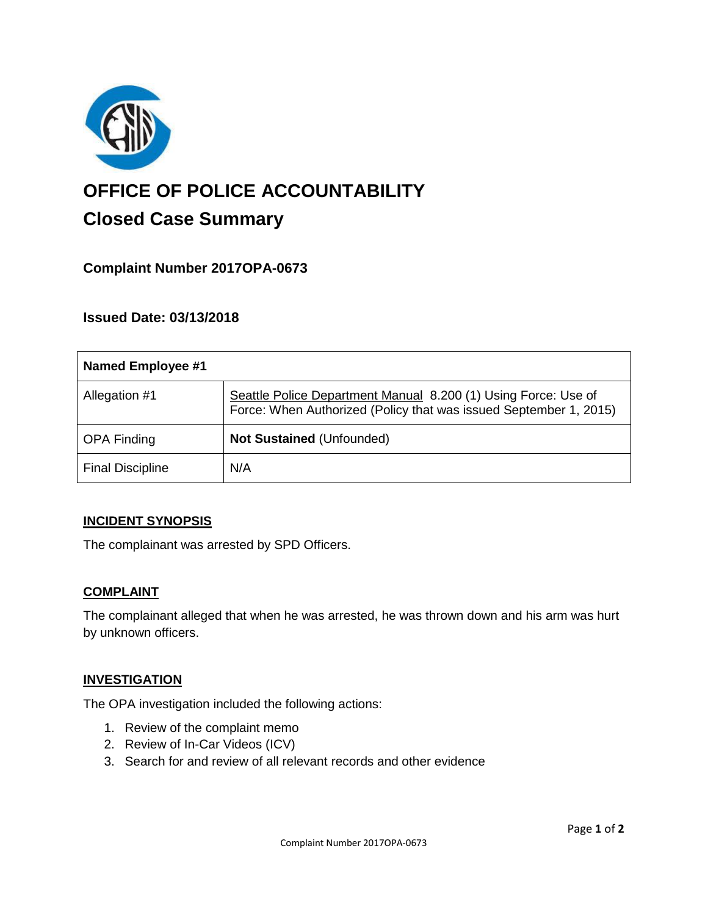# OFFICE OF POLICE ACCOUNTABILITY

## Closed Case Summary

### Complaint Number 2017OPA-0673

### Issued Date: 03/13/2018

| Named Employee #1 | |
|---|---|
| Allegation #1 | Seattle Police Department Manual 8.200 (1) Using Force: Use of Force: When Authorized (Policy that was issued September 1, 2015) |
| OPA Finding | **Not Sustained** (Unfounded) |
| Final Discipline | N/A |

### INCIDENT SYNOPSIS

The complainant was arrested by SPD Officers.

### COMPLAINT

The complainant alleged that when he was arrested, he was thrown down and his arm was hurt by unknown officers.

### INVESTIGATION

The OPA investigation included the following actions:

1. Review of the complaint memo
2. Review of In-Car Videos (ICV)
3. Search for and review of all relevant records and other evidence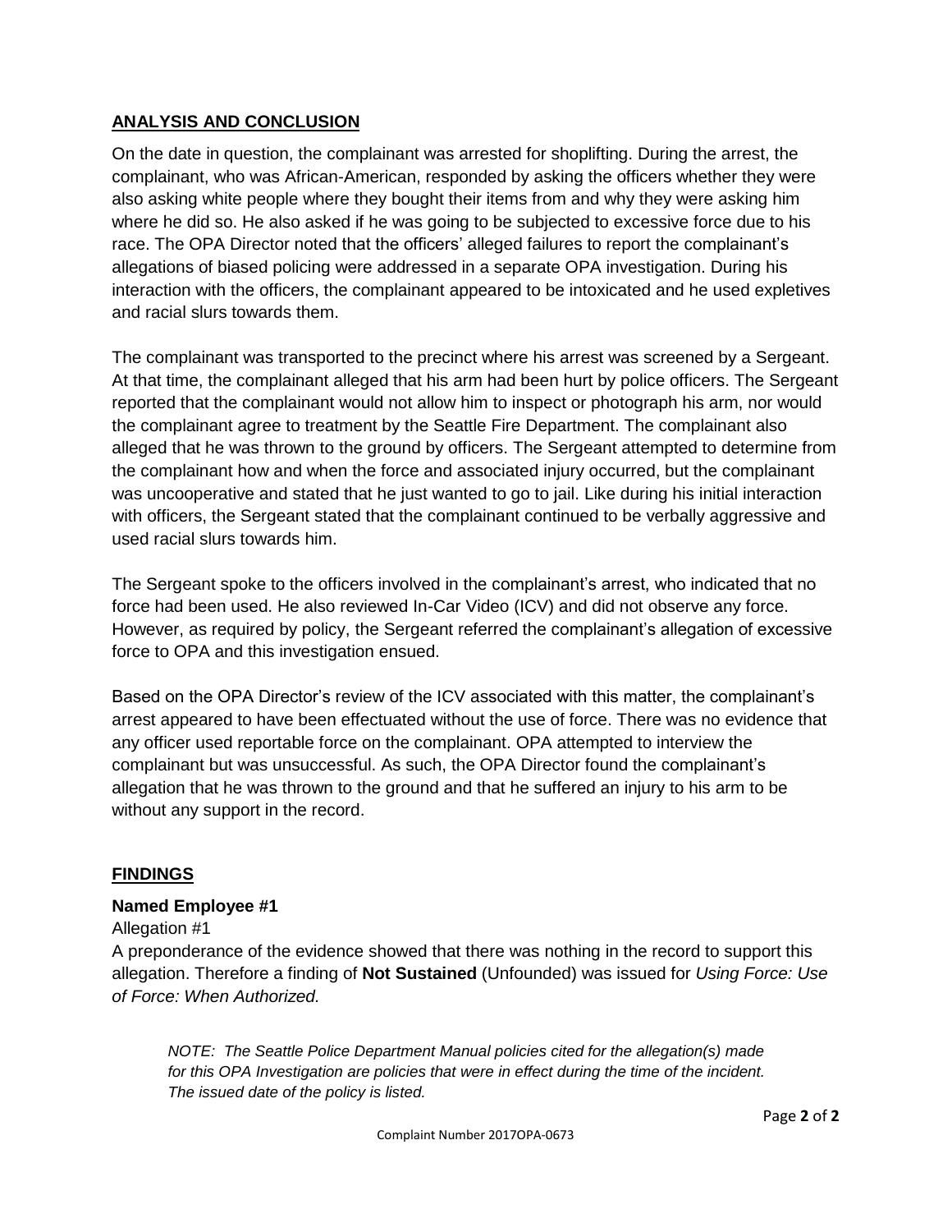## ANALYSIS AND CONCLUSION

On the date in question, the complainant was arrested for shoplifting. During the arrest, the complainant, who was African-American, responded by asking the officers whether they were also asking white people where they bought their items from and why they were asking him where he did so. He also asked if he was going to be subjected to excessive force due to his race. The OPA Director noted that the officers' alleged failures to report the complainant's allegations of biased policing were addressed in a separate OPA investigation. During his interaction with the officers, the complainant appeared to be intoxicated and he used expletives and racial slurs towards them.

The complainant was transported to the precinct where his arrest was screened by a Sergeant. At that time, the complainant alleged that his arm had been hurt by police officers. The Sergeant reported that the complainant would not allow him to inspect or photograph his arm, nor would the complainant agree to treatment by the Seattle Fire Department. The complainant also alleged that he was thrown to the ground by officers. The Sergeant attempted to determine from the complainant how and when the force and associated injury occurred, but the complainant was uncooperative and stated that he just wanted to go to jail. Like during his initial interaction with officers, the Sergeant stated that the complainant continued to be verbally aggressive and used racial slurs towards him.

The Sergeant spoke to the officers involved in the complainant's arrest, who indicated that no force had been used. He also reviewed In-Car Video (ICV) and did not observe any force. However, as required by policy, the Sergeant referred the complainant's allegation of excessive force to OPA and this investigation ensued.

Based on the OPA Director's review of the ICV associated with this matter, the complainant's arrest appeared to have been effectuated without the use of force. There was no evidence that any officer used reportable force on the complainant. OPA attempted to interview the complainant but was unsuccessful. As such, the OPA Director found the complainant's allegation that he was thrown to the ground and that he suffered an injury to his arm to be without any support in the record.

## FINDINGS

**Named Employee #1**

Allegation #1

A preponderance of the evidence showed that there was nothing in the record to support this allegation. Therefore a finding of **Not Sustained** (Unfounded) was issued for *Using Force: Use of Force: When Authorized.*

> *NOTE: The Seattle Police Department Manual policies cited for the allegation(s) made for this OPA Investigation are policies that were in effect during the time of the incident. The issued date of the policy is listed.*

Complaint Number 2017OPA-0673